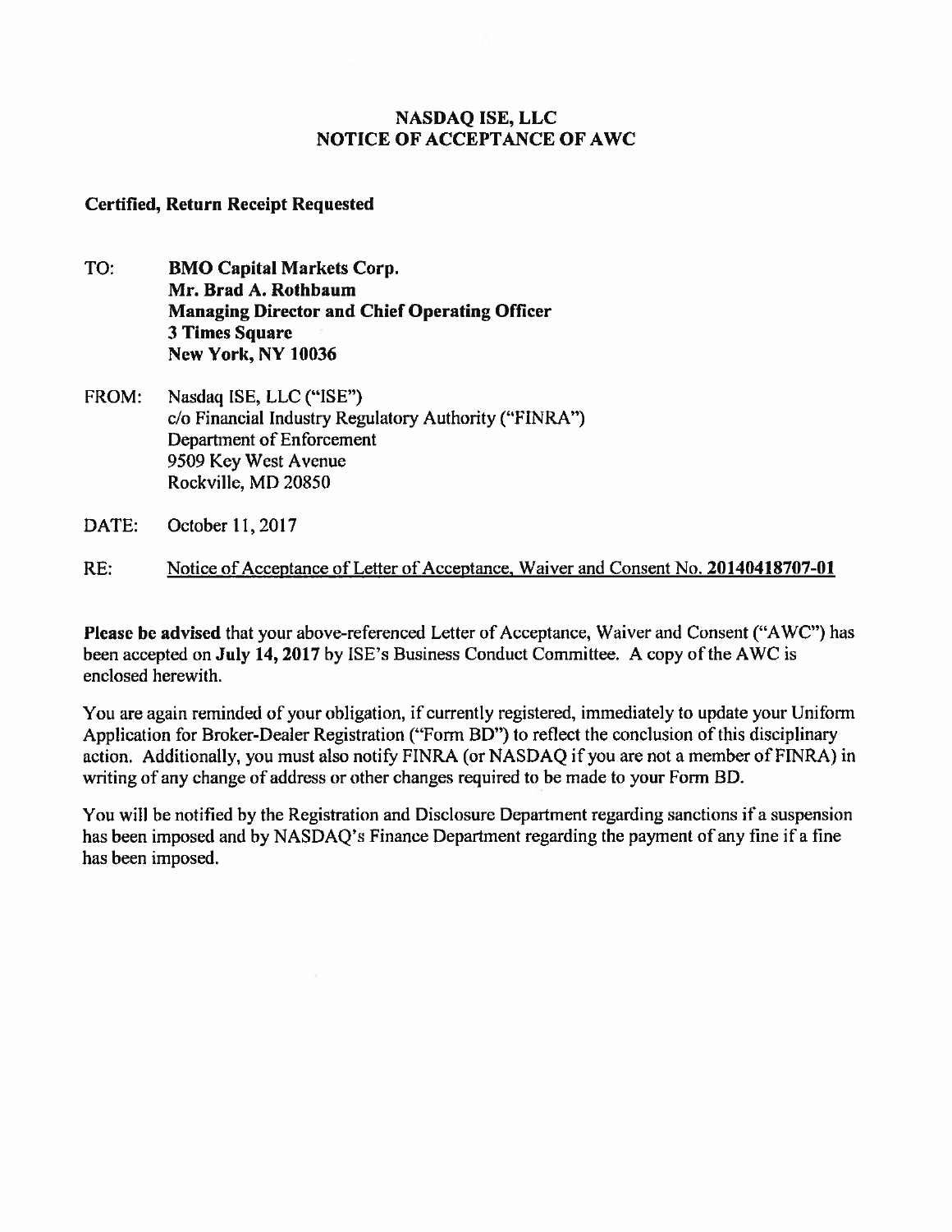# NASDAQ ISE, LLC
# NOTICE OF ACCEPTANCE OF AWC

**Certified, Return Receipt Requested**

TO: **BMO Capital Markets Corp.**
**Mr. Brad A. Rothbaum**
**Managing Director and Chief Operating Officer**
**3 Times Square**
**New York, NY 10036**

FROM: Nasdaq ISE, LLC ("ISE")
c/o Financial Industry Regulatory Authority ("FINRA")
Department of Enforcement
9509 Key West Avenue
Rockville, MD 20850

DATE: October 11, 2017

RE: Notice of Acceptance of Letter of Acceptance, Waiver and Consent No. **20140418707-01**

**Please be advised** that your above-referenced Letter of Acceptance, Waiver and Consent ("AWC") has been accepted on **July 14, 2017** by ISE's Business Conduct Committee. A copy of the AWC is enclosed herewith.

You are again reminded of your obligation, if currently registered, immediately to update your Uniform Application for Broker-Dealer Registration ("Form BD") to reflect the conclusion of this disciplinary action. Additionally, you must also notify FINRA (or NASDAQ if you are not a member of FINRA) in writing of any change of address or other changes required to be made to your Form BD.

You will be notified by the Registration and Disclosure Department regarding sanctions if a suspension has been imposed and by NASDAQ's Finance Department regarding the payment of any fine if a fine has been imposed.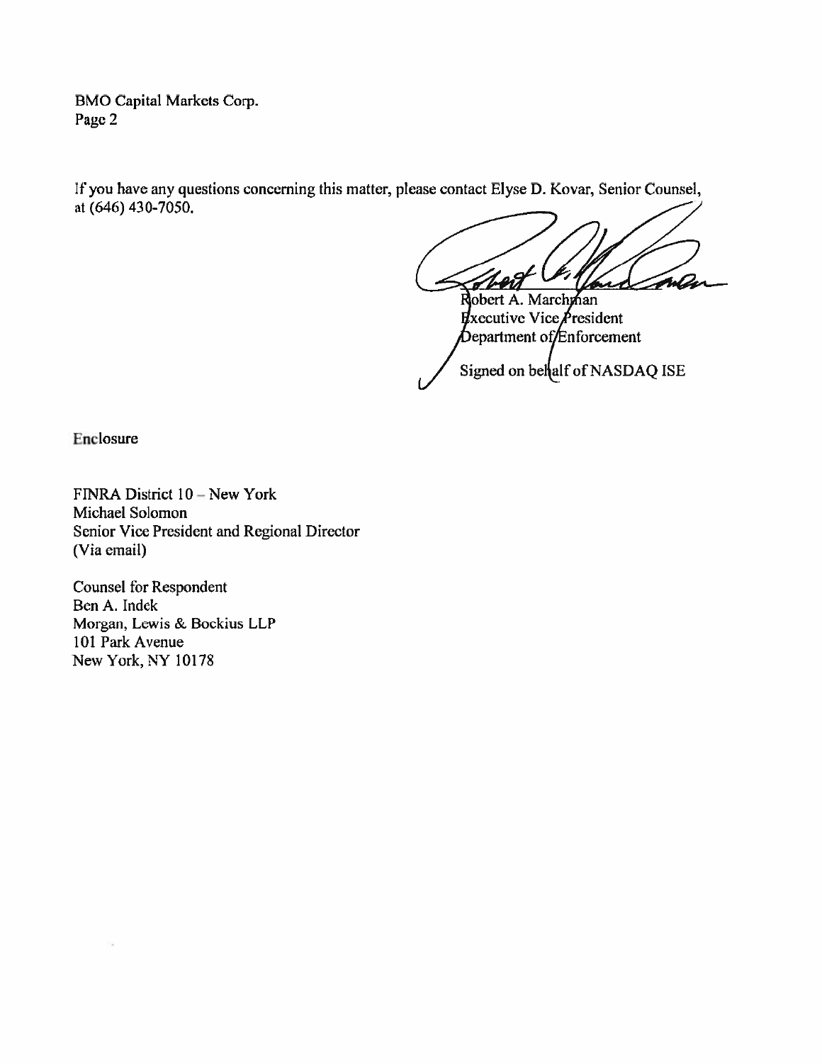If you have any questions concerning this matter, please contact Elyse D. Kovar, Senior Counsel, at (646) 430-7050.

Robert A. Marchman
Executive Vice President
Department of Enforcement

Signed on behalf of NASDAQ ISE

Enclosure

FINRA District 10 – New York
Michael Solomon
Senior Vice President and Regional Director
(Via email)

Counsel for Respondent
Ben A. Indek
Morgan, Lewis & Bockius LLP
101 Park Avenue
New York, NY 10178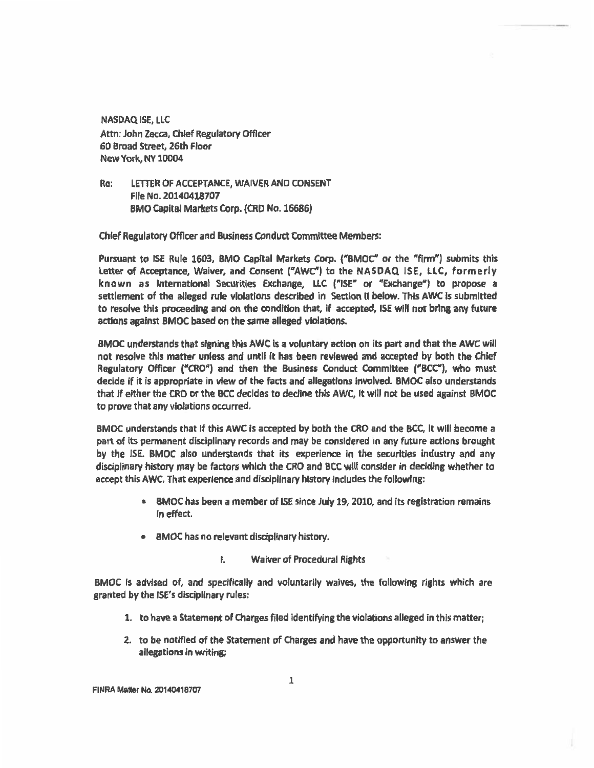NASDAQ ISE, LLC
Attn: John Zecca, Chief Regulatory Officer
60 Broad Street, 26th Floor
New York, NY 10004

Re: LETTER OF ACCEPTANCE, WAIVER AND CONSENT
File No. 20140418707
BMO Capital Markets Corp. (CRD No. 16686)

Chief Regulatory Officer and Business Conduct Committee Members:

Pursuant to ISE Rule 1603, BMO Capital Markets Corp. ("BMOC" or the "firm") submits this Letter of Acceptance, Waiver, and Consent ("AWC") to the NASDAQ ISE, LLC, formerly known as International Securities Exchange, LLC ("ISE" or "Exchange") to propose a settlement of the alleged rule violations described in Section II below. This AWC is submitted to resolve this proceeding and on the condition that, if accepted, ISE will not bring any future actions against BMOC based on the same alleged violations.

BMOC understands that signing this AWC is a voluntary action on its part and that the AWC will not resolve this matter unless and until it has been reviewed and accepted by both the Chief Regulatory Officer ("CRO") and then the Business Conduct Committee ("BCC"), who must decide if it is appropriate in view of the facts and allegations involved. BMOC also understands that if either the CRO or the BCC decides to decline this AWC, it will not be used against BMOC to prove that any violations occurred.

BMOC understands that if this AWC is accepted by both the CRO and the BCC, it will become a part of its permanent disciplinary records and may be considered in any future actions brought by the ISE. BMOC also understands that its experience in the securities industry and any disciplinary history may be factors which the CRO and BCC will consider in deciding whether to accept this AWC. That experience and disciplinary history includes the following:

- BMOC has been a member of ISE since July 19, 2010, and its registration remains in effect.
- BMOC has no relevant disciplinary history.

## I. Waiver of Procedural Rights

BMOC is advised of, and specifically and voluntarily waives, the following rights which are granted by the ISE's disciplinary rules:

1. to have a Statement of Charges filed identifying the violations alleged in this matter;
2. to be notified of the Statement of Charges and have the opportunity to answer the allegations in writing;

FINRA Matter No. 20140418707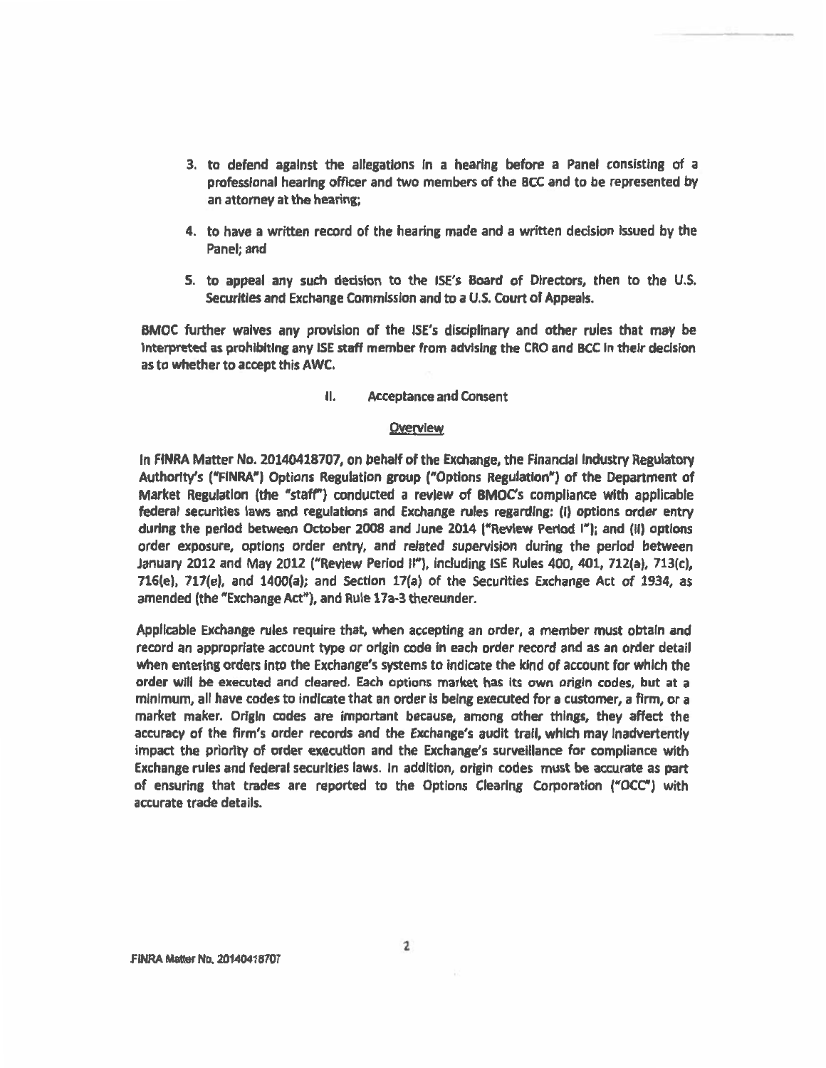3. to defend against the allegations in a hearing before a Panel consisting of a professional hearing officer and two members of the BCC and to be represented by an attorney at the hearing;

4. to have a written record of the hearing made and a written decision issued by the Panel; and

5. to appeal any such decision to the ISE's Board of Directors, then to the U.S. Securities and Exchange Commission and to a U.S. Court of Appeals.

BMOC further waives any provision of the ISE's disciplinary and other rules that may be interpreted as prohibiting any ISE staff member from advising the CRO and BCC in their decision as to whether to accept this AWC.

## II. Acceptance and Consent

### Overview

In FINRA Matter No. 20140418707, on behalf of the Exchange, the Financial Industry Regulatory Authority's ("FINRA") Options Regulation group ("Options Regulation") of the Department of Market Regulation (the "staff") conducted a review of BMOC's compliance with applicable federal securities laws and regulations and Exchange rules regarding: (i) options order entry during the period between October 2008 and June 2014 ("Review Period I"); and (ii) options order exposure, options order entry, and related supervision during the period between January 2012 and May 2012 ("Review Period II"), including ISE Rules 400, 401, 712(a), 713(c), 716(e), 717(e), and 1400(a); and Section 17(a) of the Securities Exchange Act of 1934, as amended (the "Exchange Act"), and Rule 17a-3 thereunder.

Applicable Exchange rules require that, when accepting an order, a member must obtain and record an appropriate account type or origin code in each order record and as an order detail when entering orders into the Exchange's systems to indicate the kind of account for which the order will be executed and cleared. Each options market has its own origin codes, but at a minimum, all have codes to indicate that an order is being executed for a customer, a firm, or a market maker. Origin codes are important because, among other things, they affect the accuracy of the firm's order records and the Exchange's audit trail, which may inadvertently impact the priority of order execution and the Exchange's surveillance for compliance with Exchange rules and federal securities laws. In addition, origin codes must be accurate as part of ensuring that trades are reported to the Options Clearing Corporation ("OCC") with accurate trade details.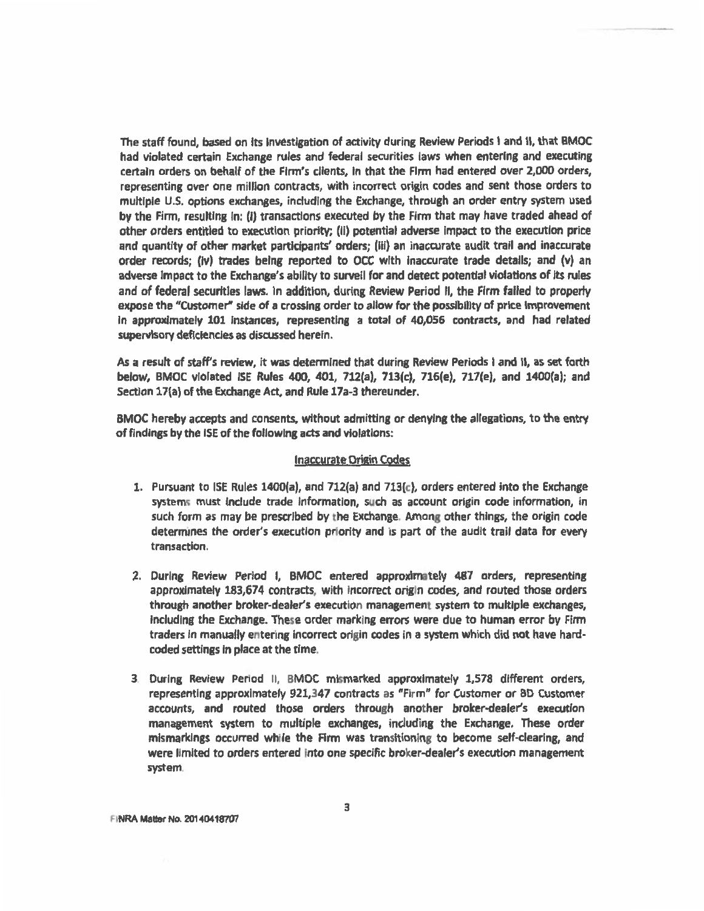The staff found, based on its investigation of activity during Review Periods I and II, that BMOC had violated certain Exchange rules and federal securities laws when entering and executing certain orders on behalf of the Firm's clients, in that the Firm had entered over 2,000 orders, representing over one million contracts, with incorrect origin codes and sent those orders to multiple U.S. options exchanges, including the Exchange, through an order entry system used by the Firm, resulting in: (i) transactions executed by the Firm that may have traded ahead of other orders entitled to execution priority; (ii) potential adverse impact to the execution price and quantity of other market participants' orders; (iii) an inaccurate audit trail and inaccurate order records; (iv) trades being reported to OCC with inaccurate trade details; and (v) an adverse impact to the Exchange's ability to surveil for and detect potential violations of its rules and of federal securities laws. In addition, during Review Period II, the Firm failed to properly expose the "Customer" side of a crossing order to allow for the possibility of price improvement in approximately 101 instances, representing a total of 40,056 contracts, and had related supervisory deficiencies as discussed herein.

As a result of staff's review, it was determined that during Review Periods I and II, as set forth below, BMOC violated ISE Rules 400, 401, 712(a), 713(c), 716(e), 717(e), and 1400(a); and Section 17(a) of the Exchange Act, and Rule 17a-3 thereunder.

BMOC hereby accepts and consents, without admitting or denying the allegations, to the entry of findings by the ISE of the following acts and violations:

<u>Inaccurate Origin Codes</u>

1. Pursuant to ISE Rules 1400(a), and 712(a) and 713(c), orders entered into the Exchange systems must include trade information, such as account origin code information, in such form as may be prescribed by the Exchange. Among other things, the origin code determines the order's execution priority and is part of the audit trail data for every transaction.

2. During Review Period I, BMOC entered approximately 487 orders, representing approximately 183,674 contracts, with incorrect origin codes, and routed those orders through another broker-dealer's execution management system to multiple exchanges, including the Exchange. These order marking errors were due to human error by Firm traders in manually entering incorrect origin codes in a system which did not have hard-coded settings in place at the time.

3. During Review Period II, BMOC mismarked approximately 1,578 different orders, representing approximately 921,347 contracts as "Firm" for Customer or BD Customer accounts, and routed those orders through another broker-dealer's execution management system to multiple exchanges, including the Exchange. These order mismarkings occurred while the Firm was transitioning to become self-clearing, and were limited to orders entered into one specific broker-dealer's execution management system.

FINRA Matter No. 20140418707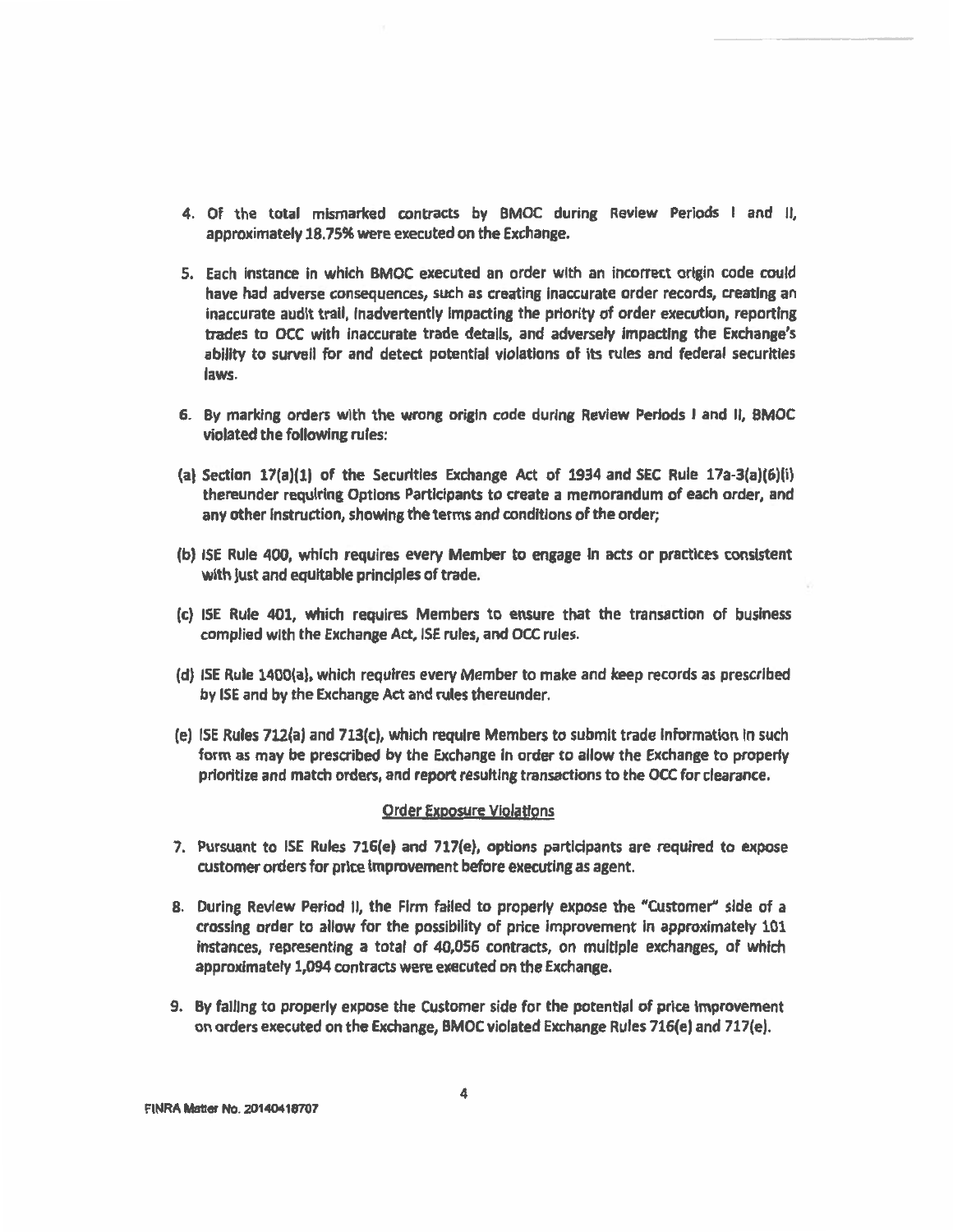4. Of the total mismarked contracts by BMOC during Review Periods I and II, approximately 18.75% were executed on the Exchange.

5. Each instance in which BMOC executed an order with an incorrect origin code could have had adverse consequences, such as creating inaccurate order records, creating an inaccurate audit trail, inadvertently impacting the priority of order execution, reporting trades to OCC with inaccurate trade details, and adversely impacting the Exchange's ability to surveil for and detect potential violations of its rules and federal securities laws.

6. By marking orders with the wrong origin code during Review Periods I and II, BMOC violated the following rules:

(a) Section 17(a)(1) of the Securities Exchange Act of 1934 and SEC Rule 17a-3(a)(6)(i) thereunder requiring Options Participants to create a memorandum of each order, and any other instruction, showing the terms and conditions of the order;

(b) ISE Rule 400, which requires every Member to engage in acts or practices consistent with just and equitable principles of trade.

(c) ISE Rule 401, which requires Members to ensure that the transaction of business complied with the Exchange Act, ISE rules, and OCC rules.

(d) ISE Rule 1400(a), which requires every Member to make and keep records as prescribed by ISE and by the Exchange Act and rules thereunder.

(e) ISE Rules 712(a) and 713(c), which require Members to submit trade information in such form as may be prescribed by the Exchange in order to allow the Exchange to properly prioritize and match orders, and report resulting transactions to the OCC for clearance.

<u>Order Exposure Violations</u>

7. Pursuant to ISE Rules 716(e) and 717(e), options participants are required to expose customer orders for price improvement before executing as agent.

8. During Review Period II, the Firm failed to properly expose the "Customer" side of a crossing order to allow for the possibility of price improvement in approximately 101 instances, representing a total of 40,056 contracts, on multiple exchanges, of which approximately 1,094 contracts were executed on the Exchange.

9. By failing to properly expose the Customer side for the potential of price improvement on orders executed on the Exchange, BMOC violated Exchange Rules 716(e) and 717(e).

FINRA Matter No. 20140418707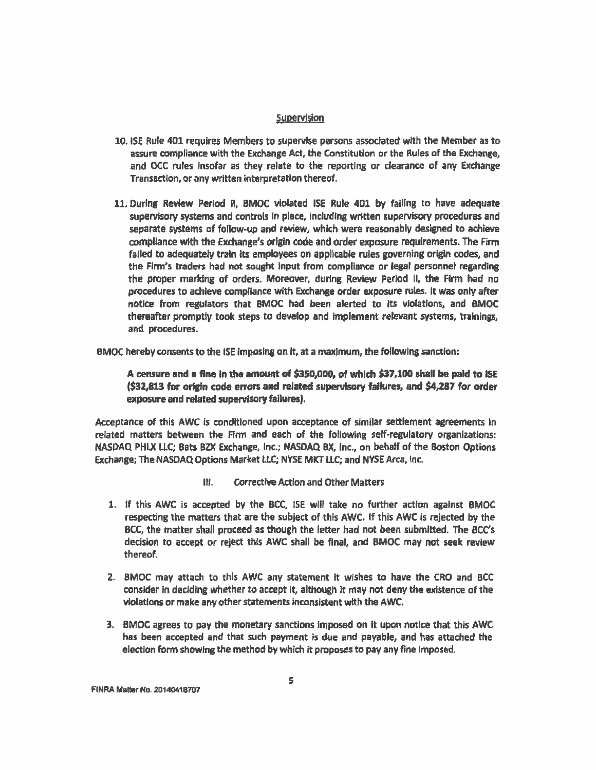Supervision

10. ISE Rule 401 requires Members to supervise persons associated with the Member as to assure compliance with the Exchange Act, the Constitution or the Rules of the Exchange, and OCC rules insofar as they relate to the reporting or clearance of any Exchange Transaction, or any written interpretation thereof.

11. During Review Period II, BMOC violated ISE Rule 401 by failing to have adequate supervisory systems and controls in place, including written supervisory procedures and separate systems of follow-up and review, which were reasonably designed to achieve compliance with the Exchange's origin code and order exposure requirements. The Firm failed to adequately train its employees on applicable rules governing origin codes, and the Firm's traders had not sought input from compliance or legal personnel regarding the proper marking of orders. Moreover, during Review Period II, the Firm had no procedures to achieve compliance with Exchange order exposure rules. It was only after notice from regulators that BMOC had been alerted to its violations, and BMOC thereafter promptly took steps to develop and implement relevant systems, trainings, and procedures.

BMOC hereby consents to the ISE imposing on it, at a maximum, the following sanction:

> **A censure and a fine in the amount of $350,000, of which $37,100 shall be paid to ISE ($32,813 for origin code errors and related supervisory failures, and $4,287 for order exposure and related supervisory failures).**

Acceptance of this AWC is conditioned upon acceptance of similar settlement agreements in related matters between the Firm and each of the following self-regulatory organizations: NASDAQ PHLX LLC; Bats BZX Exchange, Inc.; NASDAQ BX, Inc., on behalf of the Boston Options Exchange; The NASDAQ Options Market LLC; NYSE MKT LLC; and NYSE Arca, Inc.

## III. Corrective Action and Other Matters

1. If this AWC is accepted by the BCC, ISE will take no further action against BMOC respecting the matters that are the subject of this AWC. If this AWC is rejected by the BCC, the matter shall proceed as though the letter had not been submitted. The BCC's decision to accept or reject this AWC shall be final, and BMOC may not seek review thereof.

2. BMOC may attach to this AWC any statement it wishes to have the CRO and BCC consider in deciding whether to accept it, although it may not deny the existence of the violations or make any other statements inconsistent with the AWC.

3. BMOC agrees to pay the monetary sanctions imposed on it upon notice that this AWC has been accepted and that such payment is due and payable, and has attached the election form showing the method by which it proposes to pay any fine imposed.

FINRA Matter No. 20140418707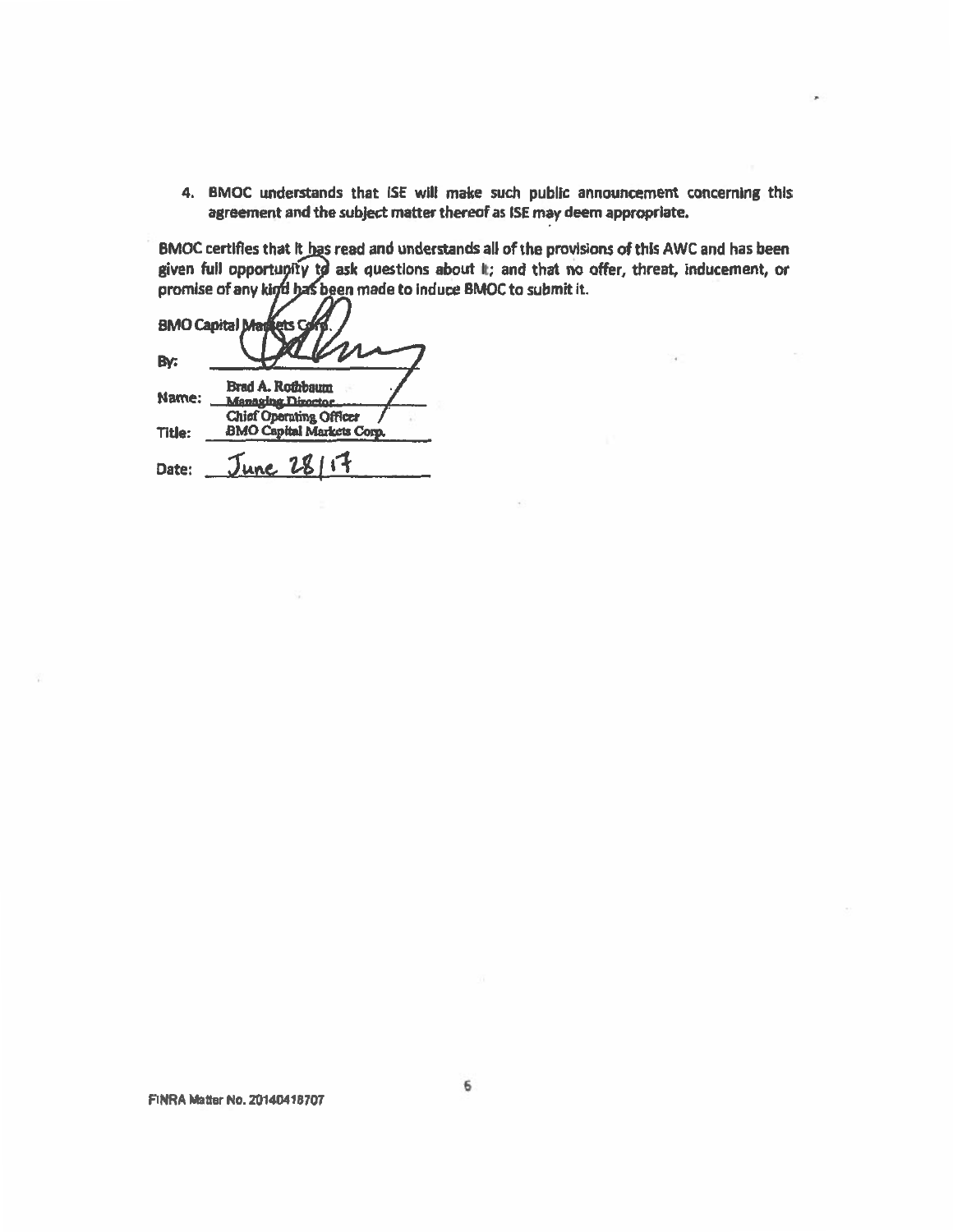4. BMOC understands that ISE will make such public announcement concerning this agreement and the subject matter thereof as ISE may deem appropriate.

BMOC certifies that it has read and understands all of the provisions of this AWC and has been given full opportunity to ask questions about it; and that no offer, threat, inducement, or promise of any kind has been made to induce BMOC to submit it.

BMO Capital Markets Corp.

By: ____________________

Name: Brad A. Rothbaum
Managing Director

Title: Chief Operating Officer
BMO Capital Markets Corp.

Date: June 28/17

FINRA Matter No. 20140418707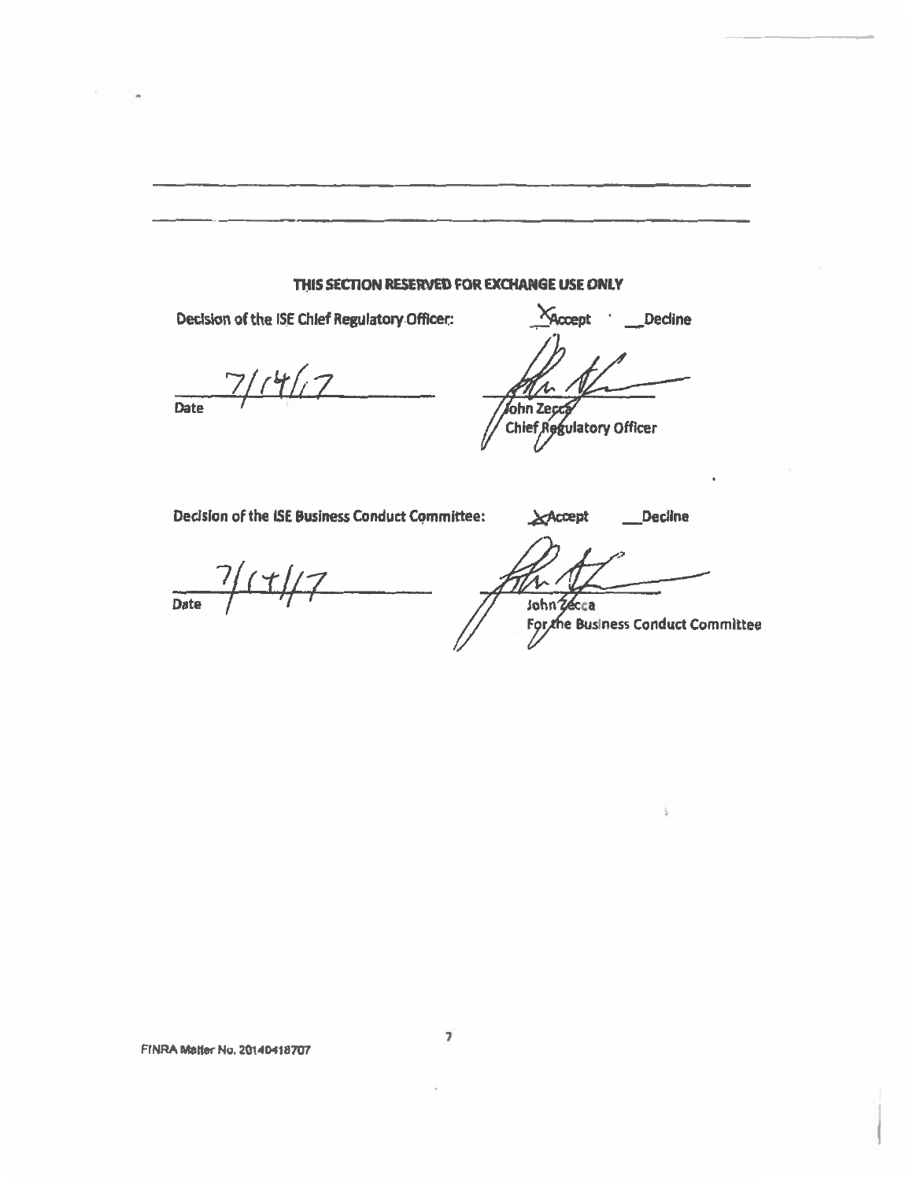**THIS SECTION RESERVED FOR EXCHANGE USE ONLY**

Decision of the ISE Chief Regulatory Officer: X Accept __ Decline

7/14/17
Date

John Zecca
Chief Regulatory Officer

Decision of the ISE Business Conduct Committee: X Accept __ Decline

7/14/17
Date

John Zecca
For the Business Conduct Committee

FINRA Matter No. 20140418707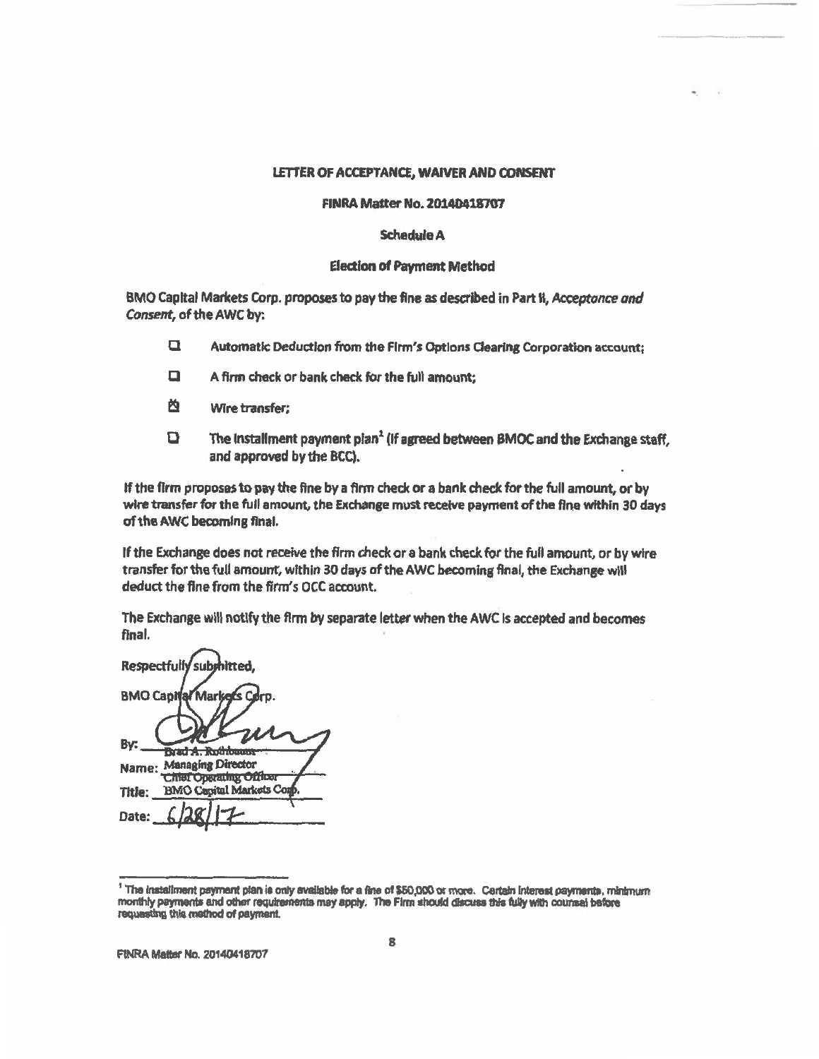**LETTER OF ACCEPTANCE, WAIVER AND CONSENT**

**FINRA Matter No. 20140418707**

**Schedule A**

**Election of Payment Method**

BMO Capital Markets Corp. proposes to pay the fine as described in Part II, *Acceptance and Consent*, of the AWC by:

- ☐ Automatic Deduction from the Firm's Options Clearing Corporation account;
- ☐ A firm check or bank check for the full amount;
- ☒ Wire transfer;
- ☐ The installment payment plan[1] (if agreed between BMOC and the Exchange staff, and approved by the BCC).

If the firm proposes to pay the fine by a firm check or a bank check for the full amount, or by wire transfer for the full amount, the Exchange must receive payment of the fine within 30 days of the AWC becoming final.

If the Exchange does not receive the firm check or a bank check for the full amount, or by wire transfer for the full amount, within 30 days of the AWC becoming final, the Exchange will deduct the fine from the firm's OCC account.

The Exchange will notify the firm by separate letter when the AWC is accepted and becomes final.

Respectfully submitted,

BMO Capital Markets Corp.

By: Brad A. Rothbaum

Name: Managing Director / Chief Operating Officer

Title: BMO Capital Markets Corp.

Date: 6/28/17

---

[1] The installment payment plan is only available for a fine of $50,000 or more. Certain interest payments, minimum monthly payments and other requirements may apply. The Firm should discuss this fully with counsel before requesting this method of payment.